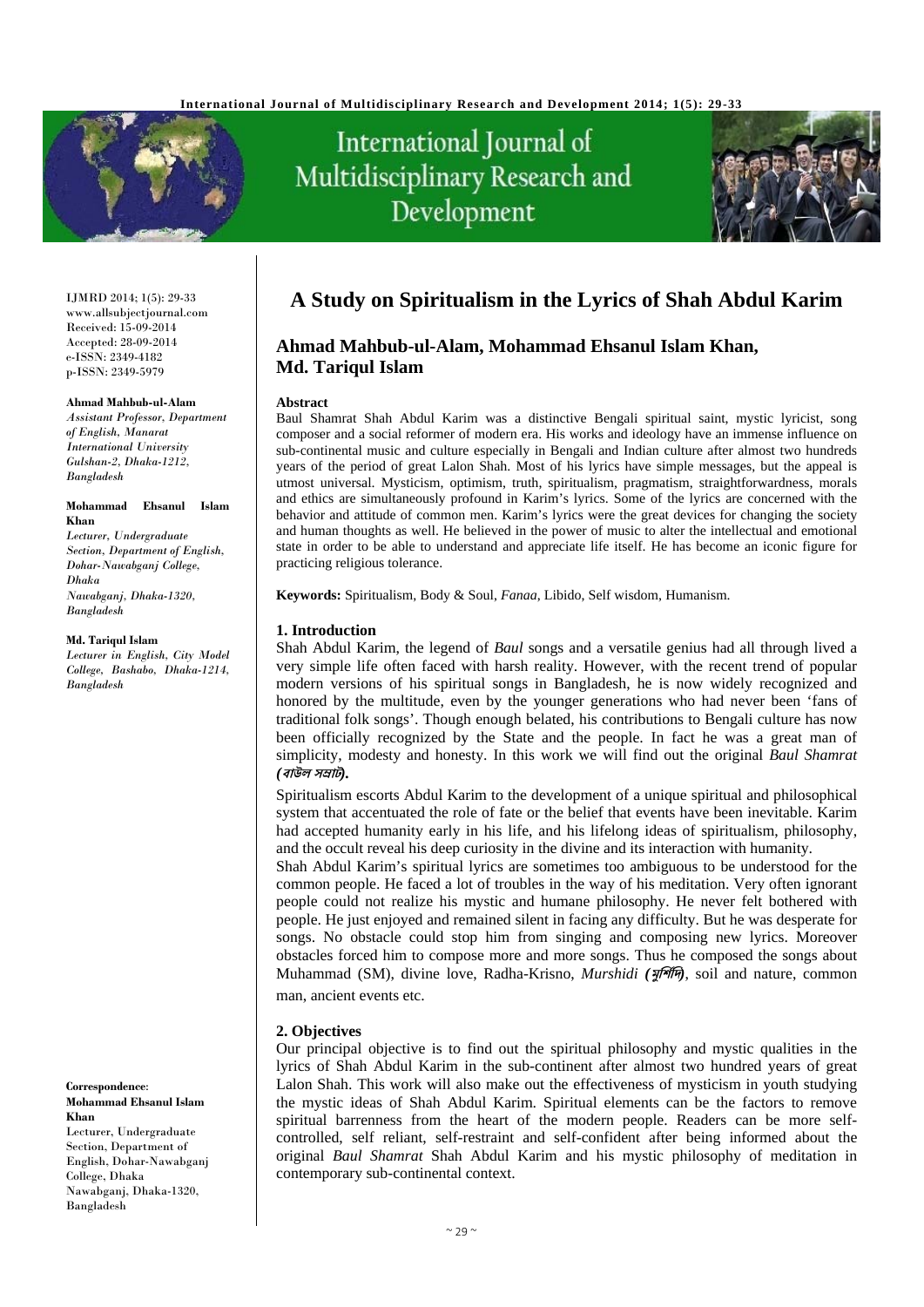# A Study on Spiritualism in the Lyrics of Shah Abdul Karim

## Ahmad Mahbub-ul-Alam, Mohammad Ehsanul Islam Khan, Md. Tariqul Islam

IJMRD 2014; 1(5): 29-33
www.allsubjectjournal.com
Received: 15-09-2014
Accepted: 28-09-2014
e-ISSN: 2349-4182
p-ISSN: 2349-5979

**Ahmad Mahbub-ul-Alam**
*Assistant Professor, Department of English, Manarat International University Gulshan-2, Dhaka-1212, Bangladesh*

**Mohammad Ehsanul Islam Khan**
*Lecturer, Undergraduate Section, Department of English, Dohar-Nawabganj College, Dhaka Nawabganj, Dhaka-1320, Bangladesh*

**Md. Tariqul Islam**
*Lecturer in English, City Model College, Bashabo, Dhaka-1214, Bangladesh*

**Correspondence**:
**Mohammad Ehsanul Islam Khan**
Lecturer, Undergraduate Section, Department of English, Dohar-Nawabganj College, Dhaka Nawabganj, Dhaka-1320, Bangladesh

**Abstract**

Baul Shamrat Shah Abdul Karim was a distinctive Bengali spiritual saint, mystic lyricist, song composer and a social reformer of modern era. His works and ideology have an immense influence on sub-continental music and culture especially in Bengali and Indian culture after almost two hundreds years of the period of great Lalon Shah. Most of his lyrics have simple messages, but the appeal is utmost universal. Mysticism, optimism, truth, spiritualism, pragmatism, straightforwardness, morals and ethics are simultaneously profound in Karim's lyrics. Some of the lyrics are concerned with the behavior and attitude of common men. Karim's lyrics were the great devices for changing the society and human thoughts as well. He believed in the power of music to alter the intellectual and emotional state in order to be able to understand and appreciate life itself. He has become an iconic figure for practicing religious tolerance.

**Keywords:** Spiritualism, Body & Soul, *Fanaa*, Libido, Self wisdom, Humanism.

### 1. Introduction

Shah Abdul Karim, the legend of *Baul* songs and a versatile genius had all through lived a very simple life often faced with harsh reality. However, with the recent trend of popular modern versions of his spiritual songs in Bangladesh, he is now widely recognized and honored by the multitude, even by the younger generations who had never been 'fans of traditional folk songs'. Though enough belated, his contributions to Bengali culture has now been officially recognized by the State and the people. In fact he was a great man of simplicity, modesty and honesty. In this work we will find out the original *Baul Shamrat* **(বাউল সম্রাট).**

Spiritualism escorts Abdul Karim to the development of a unique spiritual and philosophical system that accentuated the role of fate or the belief that events have been inevitable. Karim had accepted humanity early in his life, and his lifelong ideas of spiritualism, philosophy, and the occult reveal his deep curiosity in the divine and its interaction with humanity.

Shah Abdul Karim's spiritual lyrics are sometimes too ambiguous to be understood for the common people. He faced a lot of troubles in the way of his meditation. Very often ignorant people could not realize his mystic and humane philosophy. He never felt bothered with people. He just enjoyed and remained silent in facing any difficulty. But he was desperate for songs. No obstacle could stop him from singing and composing new lyrics. Moreover obstacles forced him to compose more and more songs. Thus he composed the songs about Muhammad (SM), divine love, Radha-Krisno, *Murshidi* **(মুর্শিদি)**, soil and nature, common man, ancient events etc.

### 2. Objectives

Our principal objective is to find out the spiritual philosophy and mystic qualities in the lyrics of Shah Abdul Karim in the sub-continent after almost two hundred years of great Lalon Shah. This work will also make out the effectiveness of mysticism in youth studying the mystic ideas of Shah Abdul Karim. Spiritual elements can be the factors to remove spiritual barrenness from the heart of the modern people. Readers can be more self-controlled, self reliant, self-restraint and self-confident after being informed about the original *Baul Shamrat* Shah Abdul Karim and his mystic philosophy of meditation in contemporary sub-continental context.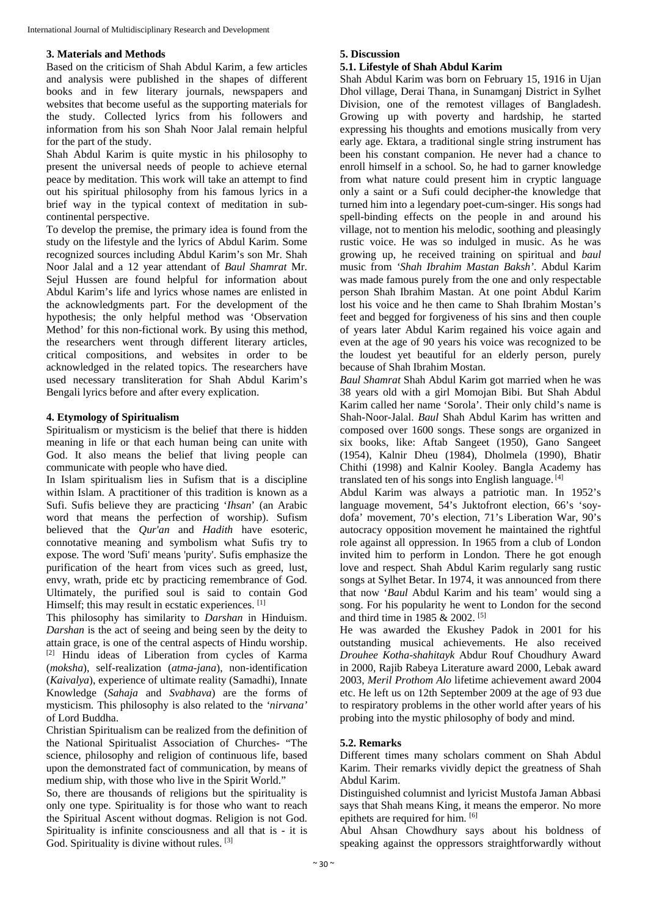## 3. Materials and Methods

Based on the criticism of Shah Abdul Karim, a few articles and analysis were published in the shapes of different books and in few literary journals, newspapers and websites that become useful as the supporting materials for the study. Collected lyrics from his followers and information from his son Shah Noor Jalal remain helpful for the part of the study.

Shah Abdul Karim is quite mystic in his philosophy to present the universal needs of people to achieve eternal peace by meditation. This work will take an attempt to find out his spiritual philosophy from his famous lyrics in a brief way in the typical context of meditation in sub-continental perspective.

To develop the premise, the primary idea is found from the study on the lifestyle and the lyrics of Abdul Karim. Some recognized sources including Abdul Karim's son Mr. Shah Noor Jalal and a 12 year attendant of *Baul Shamrat* Mr. Sejul Hussen are found helpful for information about Abdul Karim's life and lyrics whose names are enlisted in the acknowledgments part. For the development of the hypothesis; the only helpful method was 'Observation Method' for this non-fictional work. By using this method, the researchers went through different literary articles, critical compositions, and websites in order to be acknowledged in the related topics. The researchers have used necessary transliteration for Shah Abdul Karim's Bengali lyrics before and after every explication.

## 4. Etymology of Spiritualism

Spiritualism or mysticism is the belief that there is hidden meaning in life or that each human being can unite with God. It also means the belief that living people can communicate with people who have died.

In Islam spiritualism lies in Sufism that is a discipline within Islam. A practitioner of this tradition is known as a Sufi. Sufis believe they are practicing '*Ihsan*' (an Arabic word that means the perfection of worship). Sufism believed that the *Qur'an* and *Hadith* have esoteric, connotative meaning and symbolism what Sufis try to expose. The word 'Sufi' means 'purity'. Sufis emphasize the purification of the heart from vices such as greed, lust, envy, wrath, pride etc by practicing remembrance of God. Ultimately, the purified soul is said to contain God Himself; this may result in ecstatic experiences. [1]

This philosophy has similarity to *Darshan* in Hinduism. *Darshan* is the act of seeing and being seen by the deity to attain grace, is one of the central aspects of Hindu worship. [2] Hindu ideas of Liberation from cycles of Karma (*moksha*), self-realization (*atma-jana*), non-identification (*Kaivalya*), experience of ultimate reality (Samadhi), Innate Knowledge (*Sahaja* and *Svabhava*) are the forms of mysticism. This philosophy is also related to the '*nirvana*' of Lord Buddha.

Christian Spiritualism can be realized from the definition of the National Spiritualist Association of Churches- "The science, philosophy and religion of continuous life, based upon the demonstrated fact of communication, by means of medium ship, with those who live in the Spirit World."

So, there are thousands of religions but the spirituality is only one type. Spirituality is for those who want to reach the Spiritual Ascent without dogmas. Religion is not God. Spirituality is infinite consciousness and all that is - it is God. Spirituality is divine without rules. [3]

## 5. Discussion

### 5.1. Lifestyle of Shah Abdul Karim

Shah Abdul Karim was born on February 15, 1916 in Ujan Dhol village, Derai Thana, in Sunamganj District in Sylhet Division, one of the remotest villages of Bangladesh. Growing up with poverty and hardship, he started expressing his thoughts and emotions musically from very early age. Ektara, a traditional single string instrument has been his constant companion. He never had a chance to enroll himself in a school. So, he had to garner knowledge from what nature could present him in cryptic language only a saint or a Sufi could decipher-the knowledge that turned him into a legendary poet-cum-singer. His songs had spell-binding effects on the people in and around his village, not to mention his melodic, soothing and pleasingly rustic voice. He was so indulged in music. As he was growing up, he received training on spiritual and *baul* music from *'Shah Ibrahim Mastan Baksh'*. Abdul Karim was made famous purely from the one and only respectable person Shah Ibrahim Mastan. At one point Abdul Karim lost his voice and he then came to Shah Ibrahim Mostan's feet and begged for forgiveness of his sins and then couple of years later Abdul Karim regained his voice again and even at the age of 90 years his voice was recognized to be the loudest yet beautiful for an elderly person, purely because of Shah Ibrahim Mostan.

*Baul Shamrat* Shah Abdul Karim got married when he was 38 years old with a girl Momojan Bibi. But Shah Abdul Karim called her name 'Sorola'. Their only child's name is Shah-Noor-Jalal. *Baul* Shah Abdul Karim has written and composed over 1600 songs. These songs are organized in six books, like: Aftab Sangeet (1950), Gano Sangeet (1954), Kalnir Dheu (1984), Dholmela (1990), Bhatir Chithi (1998) and Kalnir Kooley. Bangla Academy has translated ten of his songs into English language. [4]

Abdul Karim was always a patriotic man. In 1952's language movement, 54's Juktofront election, 66's 'soy-dofa' movement, 70's election, 71's Liberation War, 90's autocracy opposition movement he maintained the rightful role against all oppression. In 1965 from a club of London invited him to perform in London. There he got enough love and respect. Shah Abdul Karim regularly sang rustic songs at Sylhet Betar. In 1974, it was announced from there that now '*Baul* Abdul Karim and his team' would sing a song. For his popularity he went to London for the second and third time in 1985 & 2002. [5]

He was awarded the Ekushey Padok in 2001 for his outstanding musical achievements. He also received *Drouhee Kotha-shahitayk* Abdur Rouf Choudhury Award in 2000, Rajib Rabeya Literature award 2000, Lebak award 2003, *Meril Prothom Alo* lifetime achievement award 2004 etc. He left us on 12th September 2009 at the age of 93 due to respiratory problems in the other world after years of his probing into the mystic philosophy of body and mind.

### 5.2. Remarks

Different times many scholars comment on Shah Abdul Karim. Their remarks vividly depict the greatness of Shah Abdul Karim.

Distinguished columnist and lyricist Mustofa Jaman Abbasi says that Shah means King, it means the emperor. No more epithets are required for him. [6]

Abul Ahsan Chowdhury says about his boldness of speaking against the oppressors straightforwardly without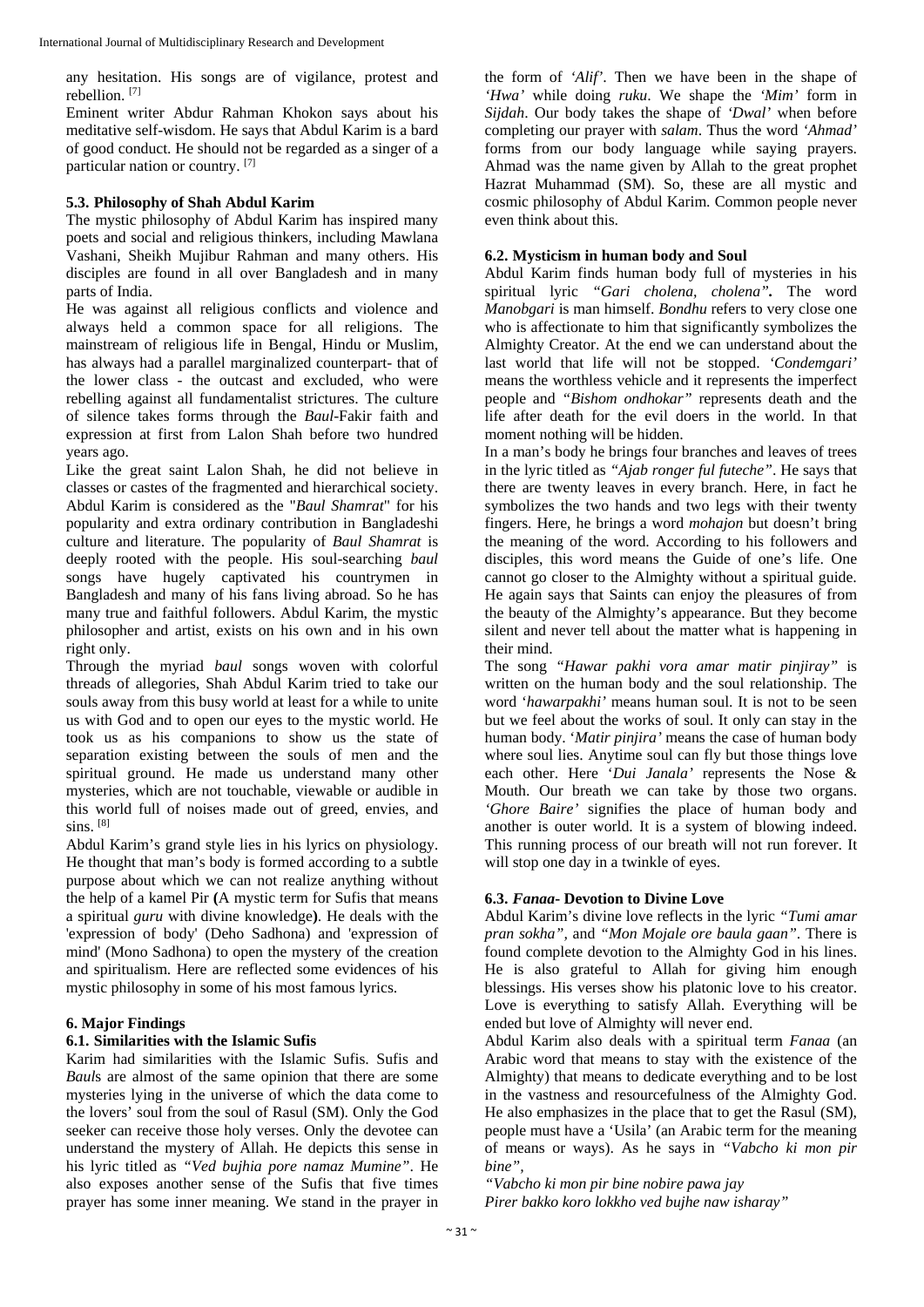any hesitation. His songs are of vigilance, protest and rebellion. [7]

Eminent writer Abdur Rahman Khokon says about his meditative self-wisdom. He says that Abdul Karim is a bard of good conduct. He should not be regarded as a singer of a particular nation or country. [7]

### 5.3. Philosophy of Shah Abdul Karim

The mystic philosophy of Abdul Karim has inspired many poets and social and religious thinkers, including Mawlana Vashani, Sheikh Mujibur Rahman and many others. His disciples are found in all over Bangladesh and in many parts of India.

He was against all religious conflicts and violence and always held a common space for all religions. The mainstream of religious life in Bengal, Hindu or Muslim, has always had a parallel marginalized counterpart- that of the lower class - the outcast and excluded, who were rebelling against all fundamentalist strictures. The culture of silence takes forms through the *Baul*-Fakir faith and expression at first from Lalon Shah before two hundred years ago.

Like the great saint Lalon Shah, he did not believe in classes or castes of the fragmented and hierarchical society. Abdul Karim is considered as the "*Baul Shamrat*" for his popularity and extra ordinary contribution in Bangladeshi culture and literature. The popularity of *Baul Shamrat* is deeply rooted with the people. His soul-searching *baul* songs have hugely captivated his countrymen in Bangladesh and many of his fans living abroad. So he has many true and faithful followers. Abdul Karim, the mystic philosopher and artist, exists on his own and in his own right only.

Through the myriad *baul* songs woven with colorful threads of allegories, Shah Abdul Karim tried to take our souls away from this busy world at least for a while to unite us with God and to open our eyes to the mystic world. He took us as his companions to show us the state of separation existing between the souls of men and the spiritual ground. He made us understand many other mysteries, which are not touchable, viewable or audible in this world full of noises made out of greed, envies, and sins. [8]

Abdul Karim's grand style lies in his lyrics on physiology. He thought that man's body is formed according to a subtle purpose about which we can not realize anything without the help of a kamel Pir **(**A mystic term for Sufis that means a spiritual *guru* with divine knowledge**)**. He deals with the 'expression of body' (Deho Sadhona) and 'expression of mind' (Mono Sadhona) to open the mystery of the creation and spiritualism. Here are reflected some evidences of his mystic philosophy in some of his most famous lyrics.

## 6. Major Findings

### 6.1. Similarities with the Islamic Sufis

Karim had similarities with the Islamic Sufis. Sufis and *Baul*s are almost of the same opinion that there are some mysteries lying in the universe of which the data come to the lovers' soul from the soul of Rasul (SM). Only the God seeker can receive those holy verses. Only the devotee can understand the mystery of Allah. He depicts this sense in his lyric titled as *"Ved bujhia pore namaz Mumine"*. He also exposes another sense of the Sufis that five times prayer has some inner meaning. We stand in the prayer in the form of *'Alif'*. Then we have been in the shape of *'Hwa'* while doing *ruku*. We shape the *'Mim'* form in *Sijdah*. Our body takes the shape of *'Dwal'* when before completing our prayer with *salam*. Thus the word *'Ahmad'* forms from our body language while saying prayers. Ahmad was the name given by Allah to the great prophet Hazrat Muhammad (SM). So, these are all mystic and cosmic philosophy of Abdul Karim. Common people never even think about this.

### 6.2. Mysticism in human body and Soul

Abdul Karim finds human body full of mysteries in his spiritual lyric *"Gari cholena, cholena"***.** The word *Manobgari* is man himself. *Bondhu* refers to very close one who is affectionate to him that significantly symbolizes the Almighty Creator. At the end we can understand about the last world that life will not be stopped. *'Condemgari'* means the worthless vehicle and it represents the imperfect people and *"Bishom ondhokar"* represents death and the life after death for the evil doers in the world. In that moment nothing will be hidden.

In a man's body he brings four branches and leaves of trees in the lyric titled as *"Ajab ronger ful futeche"*. He says that there are twenty leaves in every branch. Here, in fact he symbolizes the two hands and two legs with their twenty fingers. Here, he brings a word *mohajon* but doesn't bring the meaning of the word. According to his followers and disciples, this word means the Guide of one's life. One cannot go closer to the Almighty without a spiritual guide. He again says that Saints can enjoy the pleasures of from the beauty of the Almighty's appearance. But they become silent and never tell about the matter what is happening in their mind.

The song *"Hawar pakhi vora amar matir pinjiray"* is written on the human body and the soul relationship. The word *'hawarpakhi'* means human soul. It is not to be seen but we feel about the works of soul. It only can stay in the human body. '*Matir pinjira'* means the case of human body where soul lies. Anytime soul can fly but those things love each other. Here '*Dui Janala'* represents the Nose & Mouth. Our breath we can take by those two organs. *'Ghore Baire'* signifies the place of human body and another is outer world. It is a system of blowing indeed. This running process of our breath will not run forever. It will stop one day in a twinkle of eyes.

### 6.3. *Fanaa*- Devotion to Divine Love

Abdul Karim's divine love reflects in the lyric *"Tumi amar pran sokha"*, and *"Mon Mojale ore baula gaan"*. There is found complete devotion to the Almighty God in his lines. He is also grateful to Allah for giving him enough blessings. His verses show his platonic love to his creator. Love is everything to satisfy Allah. Everything will be ended but love of Almighty will never end.

Abdul Karim also deals with a spiritual term *Fanaa* (an Arabic word that means to stay with the existence of the Almighty) that means to dedicate everything and to be lost in the vastness and resourcefulness of the Almighty God. He also emphasizes in the place that to get the Rasul (SM), people must have a 'Usila' (an Arabic term for the meaning of means or ways). As he says in *"Vabcho ki mon pir bine"*,

*"Vabcho ki mon pir bine nobire pawa jay*
*Pirer bakko koro lokkho ved bujhe naw isharay"*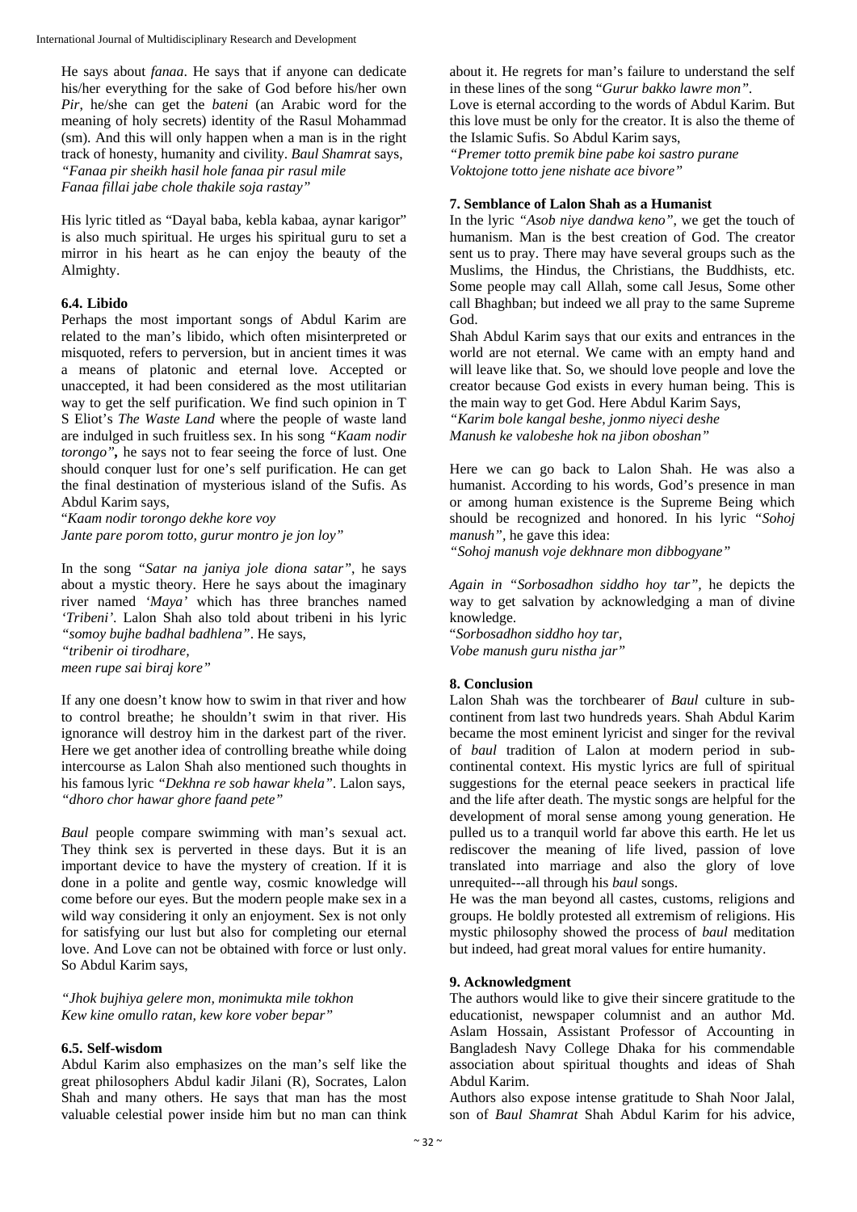He says about *fanaa*. He says that if anyone can dedicate his/her everything for the sake of God before his/her own *Pir*, he/she can get the *bateni* (an Arabic word for the meaning of holy secrets) identity of the Rasul Mohammad (sm). And this will only happen when a man is in the right track of honesty, humanity and civility. *Baul Shamrat* says,
*"Fanaa pir sheikh hasil hole fanaa pir rasul mile*
*Fanaa fillai jabe chole thakile soja rastay"*

His lyric titled as "Dayal baba, kebla kabaa, aynar karigor" is also much spiritual. He urges his spiritual guru to set a mirror in his heart as he can enjoy the beauty of the Almighty.

### 6.4. Libido

Perhaps the most important songs of Abdul Karim are related to the man's libido, which often misinterpreted or misquoted, refers to perversion, but in ancient times it was a means of platonic and eternal love. Accepted or unaccepted, it had been considered as the most utilitarian way to get the self purification. We find such opinion in T S Eliot's *The Waste Land* where the people of waste land are indulged in such fruitless sex. In his song *"Kaam nodir torongo"*, he says not to fear seeing the force of lust. One should conquer lust for one's self purification. He can get the final destination of mysterious island of the Sufis. As Abdul Karim says,
"*Kaam nodir torongo dekhe kore voy*
*Jante pare porom totto, gurur montro je jon loy"*

In the song *"Satar na janiya jole diona satar"*, he says about a mystic theory. Here he says about the imaginary river named *'Maya'* which has three branches named *'Tribeni'*. Lalon Shah also told about tribeni in his lyric *"somoy bujhe badhal badhlena"*. He says,
*"tribenir oi tirodhare,*
*meen rupe sai biraj kore"*

If any one doesn't know how to swim in that river and how to control breathe; he shouldn't swim in that river. His ignorance will destroy him in the darkest part of the river. Here we get another idea of controlling breathe while doing intercourse as Lalon Shah also mentioned such thoughts in his famous lyric *"Dekhna re sob hawar khela"*. Lalon says, *"dhoro chor hawar ghore faand pete"*

*Baul* people compare swimming with man's sexual act. They think sex is perverted in these days. But it is an important device to have the mystery of creation. If it is done in a polite and gentle way, cosmic knowledge will come before our eyes. But the modern people make sex in a wild way considering it only an enjoyment. Sex is not only for satisfying our lust but also for completing our eternal love. And Love can not be obtained with force or lust only. So Abdul Karim says,

*"Jhok bujhiya gelere mon, monimukta mile tokhon*
*Kew kine omullo ratan, kew kore vober bepar"*

### 6.5. Self-wisdom

Abdul Karim also emphasizes on the man's self like the great philosophers Abdul kadir Jilani (R), Socrates, Lalon Shah and many others. He says that man has the most valuable celestial power inside him but no man can think about it. He regrets for man's failure to understand the self in these lines of the song "*Gurur bakko lawre mon"*.
Love is eternal according to the words of Abdul Karim. But this love must be only for the creator. It is also the theme of the Islamic Sufis. So Abdul Karim says,
*"Premer totto premik bine pabe koi sastro purane*
*Voktojone totto jene nishate ace bivore"*

## 7. Semblance of Lalon Shah as a Humanist

In the lyric *"Asob niye dandwa keno"*, we get the touch of humanism. Man is the best creation of God. The creator sent us to pray. There may have several groups such as the Muslims, the Hindus, the Christians, the Buddhists, etc. Some people may call Allah, some call Jesus, Some other call Bhaghban; but indeed we all pray to the same Supreme God.

Shah Abdul Karim says that our exits and entrances in the world are not eternal. We came with an empty hand and will leave like that. So, we should love people and love the creator because God exists in every human being. This is the main way to get God. Here Abdul Karim Says,
*"Karim bole kangal beshe, jonmo niyeci deshe*
*Manush ke valobeshe hok na jibon oboshan"*

Here we can go back to Lalon Shah. He was also a humanist. According to his words, God's presence in man or among human existence is the Supreme Being which should be recognized and honored. In his lyric *"Sohoj manush"*, he gave this idea:
*"Sohoj manush voje dekhnare mon dibbogyane"*

*Again in "Sorbosadhon siddho hoy tar"*, he depicts the way to get salvation by acknowledging a man of divine knowledge.
"*Sorbosadhon siddho hoy tar,*
*Vobe manush guru nistha jar"*

## 8. Conclusion

Lalon Shah was the torchbearer of *Baul* culture in sub-continent from last two hundreds years. Shah Abdul Karim became the most eminent lyricist and singer for the revival of *baul* tradition of Lalon at modern period in sub-continental context. His mystic lyrics are full of spiritual suggestions for the eternal peace seekers in practical life and the life after death. The mystic songs are helpful for the development of moral sense among young generation. He pulled us to a tranquil world far above this earth. He let us rediscover the meaning of life lived, passion of love translated into marriage and also the glory of love unrequited---all through his *baul* songs.

He was the man beyond all castes, customs, religions and groups. He boldly protested all extremism of religions. His mystic philosophy showed the process of *baul* meditation but indeed, had great moral values for entire humanity.

## 9. Acknowledgment

The authors would like to give their sincere gratitude to the educationist, newspaper columnist and an author Md. Aslam Hossain, Assistant Professor of Accounting in Bangladesh Navy College Dhaka for his commendable association about spiritual thoughts and ideas of Shah Abdul Karim.

Authors also expose intense gratitude to Shah Noor Jalal, son of *Baul Shamrat* Shah Abdul Karim for his advice,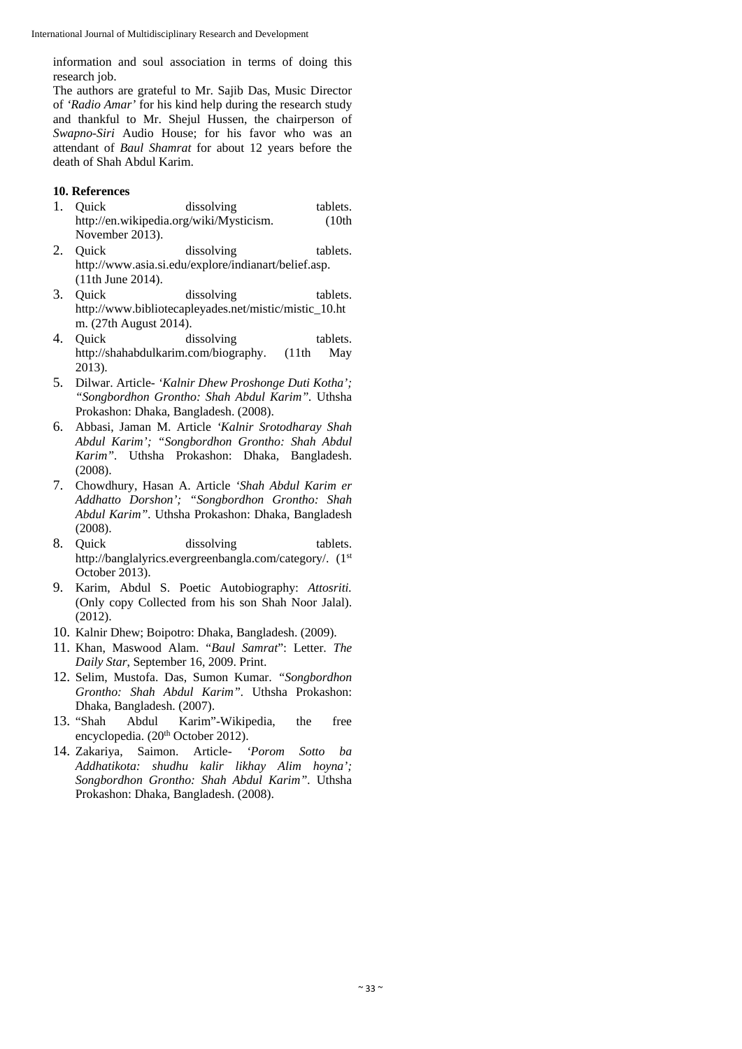information and soul association in terms of doing this research job.

The authors are grateful to Mr. Sajib Das, Music Director of *'Radio Amar'* for his kind help during the research study and thankful to Mr. Shejul Hussen, the chairperson of *Swapno-Siri* Audio House; for his favor who was an attendant of *Baul Shamrat* for about 12 years before the death of Shah Abdul Karim.

**10. References**

1. Quick dissolving tablets. http://en.wikipedia.org/wiki/Mysticism. (10th November 2013).
2. Quick dissolving tablets. http://www.asia.si.edu/explore/indianart/belief.asp. (11th June 2014).
3. Quick dissolving tablets. http://www.bibliotecapleyades.net/mistic/mistic_10.htm. (27th August 2014).
4. Quick dissolving tablets. http://shahabdulkarim.com/biography. (11th May 2013).
5. Dilwar. Article- *'Kalnir Dhew Proshonge Duti Kotha'; "Songbordhon Grontho: Shah Abdul Karim"*. Uthsha Prokashon: Dhaka, Bangladesh. (2008).
6. Abbasi, Jaman M. Article *'Kalnir Srotodharay Shah Abdul Karim'; "Songbordhon Grontho: Shah Abdul Karim"*. Uthsha Prokashon: Dhaka, Bangladesh. (2008).
7. Chowdhury, Hasan A. Article *'Shah Abdul Karim er Addhatto Dorshon'; "Songbordhon Grontho: Shah Abdul Karim"*. Uthsha Prokashon: Dhaka, Bangladesh (2008).
8. Quick dissolving tablets. http://banglalyrics.evergreenbangla.com/category/. (1st October 2013).
9. Karim, Abdul S. Poetic Autobiography: *Attosriti*. (Only copy Collected from his son Shah Noor Jalal). (2012).
10. Kalnir Dhew; Boipotro: Dhaka, Bangladesh. (2009).
11. Khan, Maswood Alam. "*Baul Samrat*": Letter. *The Daily Star*, September 16, 2009. Print.
12. Selim, Mustofa. Das, Sumon Kumar. *"Songbordhon Grontho: Shah Abdul Karim"*. Uthsha Prokashon: Dhaka, Bangladesh. (2007).
13. "Shah Abdul Karim"-Wikipedia, the free encyclopedia. (20th October 2012).
14. Zakariya, Saimon. Article- *'Porom Sotto ba Addhatikota: shudhu kalir likhay Alim hoyna'; Songbordhon Grontho: Shah Abdul Karim"*. Uthsha Prokashon: Dhaka, Bangladesh. (2008).